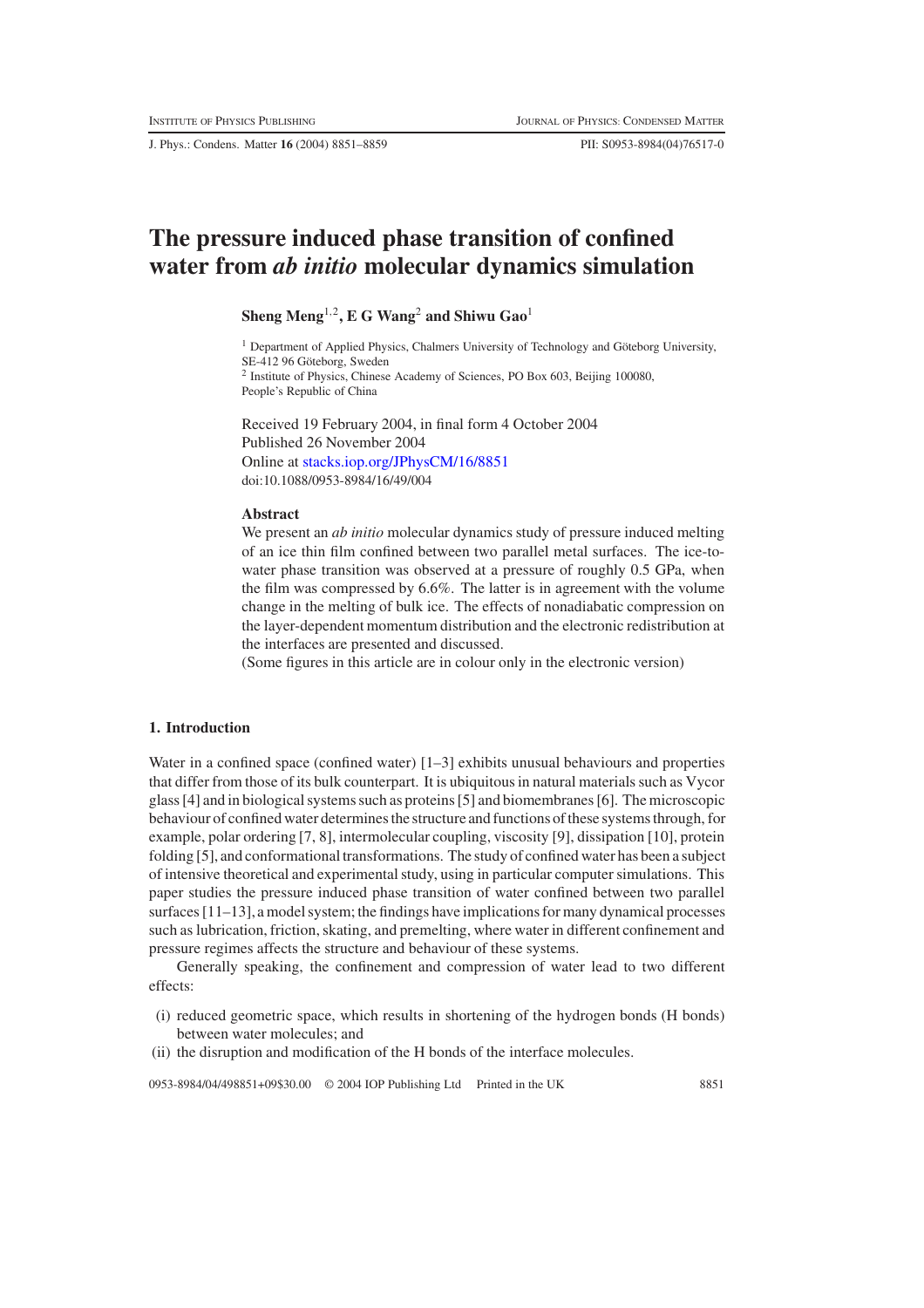# The pressure induced phase transition of confined water from *ab initio* molecular dynamics simulation

**Sheng Meng**[1,2], **E G Wang**[2] **and Shiwu Gao**[1]

[1] Department of Applied Physics, Chalmers University of Technology and Göteborg University, SE-412 96 Göteborg, Sweden

[2] Institute of Physics, Chinese Academy of Sciences, PO Box 603, Beijing 100080, People's Republic of China

Received 19 February 2004, in final form 4 October 2004
Published 26 November 2004
Online at stacks.iop.org/JPhysCM/16/8851
doi:10.1088/0953-8984/16/49/004

### Abstract

We present an *ab initio* molecular dynamics study of pressure induced melting of an ice thin film confined between two parallel metal surfaces. The ice-to-water phase transition was observed at a pressure of roughly 0.5 GPa, when the film was compressed by 6.6%. The latter is in agreement with the volume change in the melting of bulk ice. The effects of nonadiabatic compression on the layer-dependent momentum distribution and the electronic redistribution at the interfaces are presented and discussed.

(Some figures in this article are in colour only in the electronic version)

## 1. Introduction

Water in a confined space (confined water) [1–3] exhibits unusual behaviours and properties that differ from those of its bulk counterpart. It is ubiquitous in natural materials such as Vycor glass [4] and in biological systems such as proteins [5] and biomembranes [6]. The microscopic behaviour of confined water determines the structure and functions of these systems through, for example, polar ordering [7, 8], intermolecular coupling, viscosity [9], dissipation [10], protein folding [5], and conformational transformations. The study of confined water has been a subject of intensive theoretical and experimental study, using in particular computer simulations. This paper studies the pressure induced phase transition of water confined between two parallel surfaces [11–13], a model system; the findings have implications for many dynamical processes such as lubrication, friction, skating, and premelting, where water in different confinement and pressure regimes affects the structure and behaviour of these systems.

Generally speaking, the confinement and compression of water lead to two different effects:

(i) reduced geometric space, which results in shortening of the hydrogen bonds (H bonds) between water molecules; and
(ii) the disruption and modification of the H bonds of the interface molecules.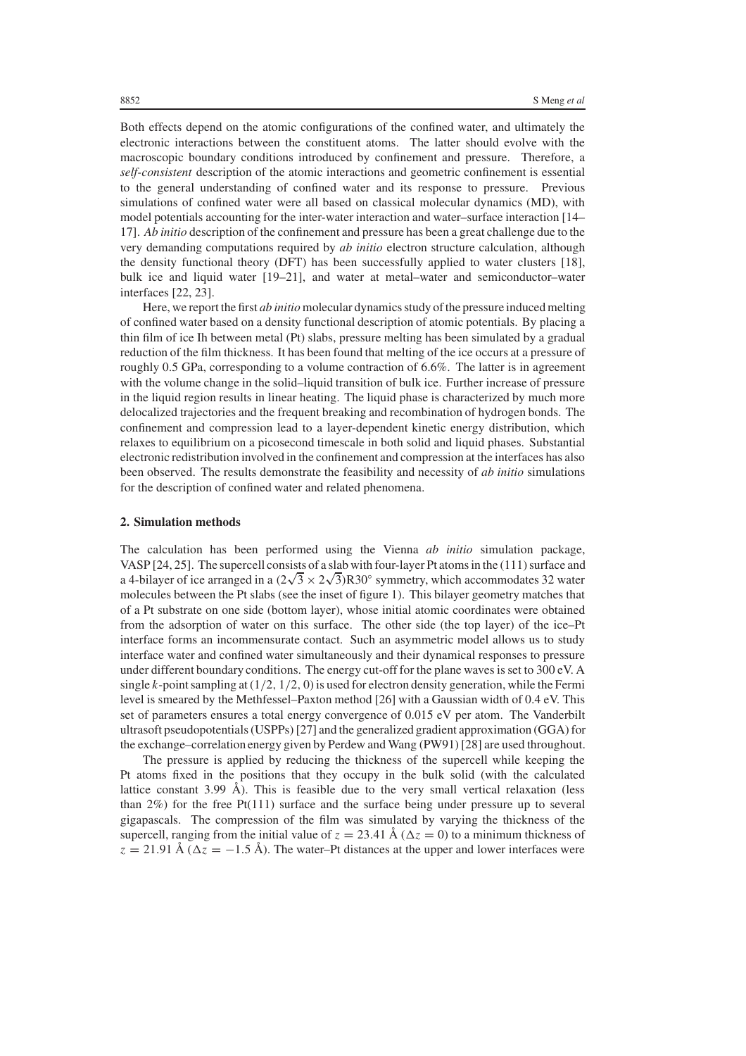Both effects depend on the atomic configurations of the confined water, and ultimately the electronic interactions between the constituent atoms. The latter should evolve with the macroscopic boundary conditions introduced by confinement and pressure. Therefore, a *self-consistent* description of the atomic interactions and geometric confinement is essential to the general understanding of confined water and its response to pressure. Previous simulations of confined water were all based on classical molecular dynamics (MD), with model potentials accounting for the inter-water interaction and water–surface interaction [14–17]. *Ab initio* description of the confinement and pressure has been a great challenge due to the very demanding computations required by *ab initio* electron structure calculation, although the density functional theory (DFT) has been successfully applied to water clusters [18], bulk ice and liquid water [19–21], and water at metal–water and semiconductor–water interfaces [22, 23].

Here, we report the first *ab initio* molecular dynamics study of the pressure induced melting of confined water based on a density functional description of atomic potentials. By placing a thin film of ice Ih between metal (Pt) slabs, pressure melting has been simulated by a gradual reduction of the film thickness. It has been found that melting of the ice occurs at a pressure of roughly 0.5 GPa, corresponding to a volume contraction of 6.6%. The latter is in agreement with the volume change in the solid–liquid transition of bulk ice. Further increase of pressure in the liquid region results in linear heating. The liquid phase is characterized by much more delocalized trajectories and the frequent breaking and recombination of hydrogen bonds. The confinement and compression lead to a layer-dependent kinetic energy distribution, which relaxes to equilibrium on a picosecond timescale in both solid and liquid phases. Substantial electronic redistribution involved in the confinement and compression at the interfaces has also been observed. The results demonstrate the feasibility and necessity of *ab initio* simulations for the description of confined water and related phenomena.

## 2. Simulation methods

The calculation has been performed using the Vienna *ab initio* simulation package, VASP [24, 25]. The supercell consists of a slab with four-layer Pt atoms in the (111) surface and a 4-bilayer of ice arranged in a $(2\sqrt{3} \times 2\sqrt{3})\mathrm{R}30^{\circ}$ symmetry, which accommodates 32 water molecules between the Pt slabs (see the inset of figure 1). This bilayer geometry matches that of a Pt substrate on one side (bottom layer), whose initial atomic coordinates were obtained from the adsorption of water on this surface. The other side (the top layer) of the ice–Pt interface forms an incommensurate contact. Such an asymmetric model allows us to study interface water and confined water simultaneously and their dynamical responses to pressure under different boundary conditions. The energy cut-off for the plane waves is set to 300 eV. A single $k$-point sampling at $(1/2, 1/2, 0)$ is used for electron density generation, while the Fermi level is smeared by the Methfessel–Paxton method [26] with a Gaussian width of 0.4 eV. This set of parameters ensures a total energy convergence of 0.015 eV per atom. The Vanderbilt ultrasoft pseudopotentials (USPPs) [27] and the generalized gradient approximation (GGA) for the exchange–correlation energy given by Perdew and Wang (PW91) [28] are used throughout.

The pressure is applied by reducing the thickness of the supercell while keeping the Pt atoms fixed in the positions that they occupy in the bulk solid (with the calculated lattice constant 3.99 Å). This is feasible due to the very small vertical relaxation (less than 2%) for the free Pt(111) surface and the surface being under pressure up to several gigapascals. The compression of the film was simulated by varying the thickness of the supercell, ranging from the initial value of $z = 23.41$ Å ($\Delta z = 0$) to a minimum thickness of $z = 21.91$ Å ($\Delta z = -1.5$ Å). The water–Pt distances at the upper and lower interfaces were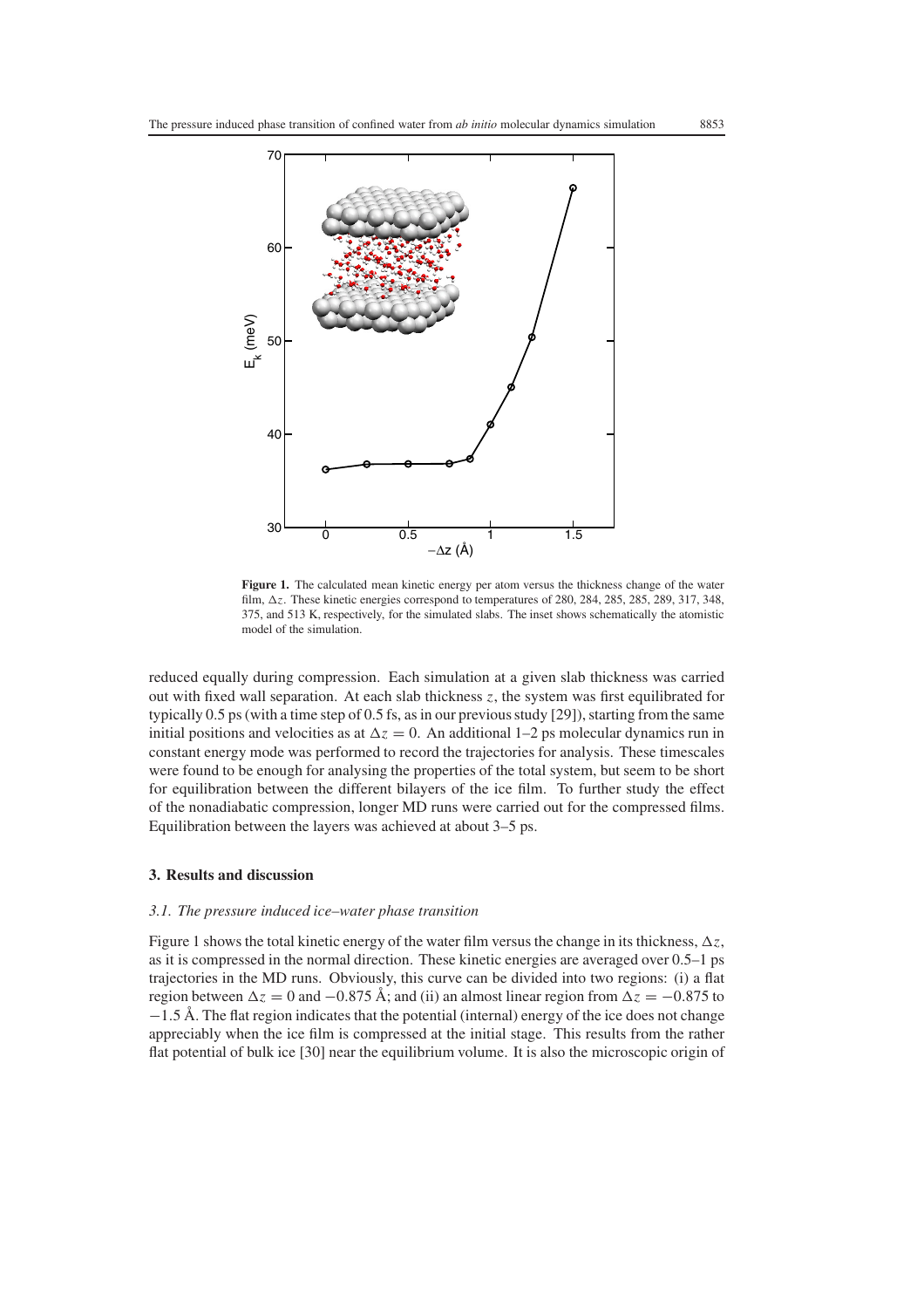**Figure 1.** The calculated mean kinetic energy per atom versus the thickness change of the water film, $\Delta z$. These kinetic energies correspond to temperatures of 280, 284, 285, 285, 289, 317, 348, 375, and 513 K, respectively, for the simulated slabs. The inset shows schematically the atomistic model of the simulation.

reduced equally during compression. Each simulation at a given slab thickness was carried out with fixed wall separation. At each slab thickness $z$, the system was first equilibrated for typically 0.5 ps (with a time step of 0.5 fs, as in our previous study [29]), starting from the same initial positions and velocities as at $\Delta z = 0$. An additional 1–2 ps molecular dynamics run in constant energy mode was performed to record the trajectories for analysis. These timescales were found to be enough for analysing the properties of the total system, but seem to be short for equilibration between the different bilayers of the ice film. To further study the effect of the nonadiabatic compression, longer MD runs were carried out for the compressed films. Equilibration between the layers was achieved at about 3–5 ps.

## 3. Results and discussion

### *3.1. The pressure induced ice–water phase transition*

Figure 1 shows the total kinetic energy of the water film versus the change in its thickness, $\Delta z$, as it is compressed in the normal direction. These kinetic energies are averaged over 0.5–1 ps trajectories in the MD runs. Obviously, this curve can be divided into two regions: (i) a flat region between $\Delta z = 0$ and $-0.875$ Å; and (ii) an almost linear region from $\Delta z = -0.875$ to $-1.5$ Å. The flat region indicates that the potential (internal) energy of the ice does not change appreciably when the ice film is compressed at the initial stage. This results from the rather flat potential of bulk ice [30] near the equilibrium volume. It is also the microscopic origin of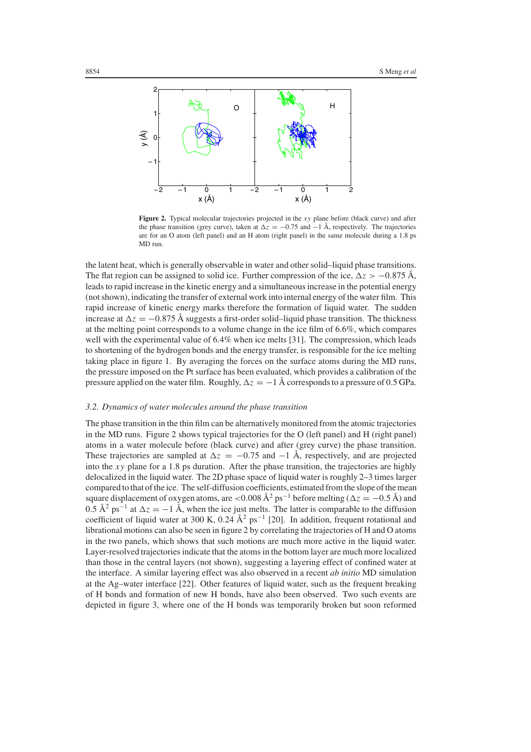**Figure 2.** Typical molecular trajectories projected in the $xy$ plane before (black curve) and after the phase transition (grey curve), taken at $\Delta z = -0.75$ and $-1$ Å, respectively. The trajectories are for an O atom (left panel) and an H atom (right panel) in the same molecule during a 1.8 ps MD run.

the latent heat, which is generally observable in water and other solid–liquid phase transitions. The flat region can be assigned to solid ice. Further compression of the ice, $\Delta z > -0.875$ Å, leads to rapid increase in the kinetic energy and a simultaneous increase in the potential energy (not shown), indicating the transfer of external work into internal energy of the water film. This rapid increase of kinetic energy marks therefore the formation of liquid water. The sudden increase at $\Delta z = -0.875$ Å suggests a first-order solid–liquid phase transition. The thickness at the melting point corresponds to a volume change in the ice film of 6.6%, which compares well with the experimental value of 6.4% when ice melts [31]. The compression, which leads to shortening of the hydrogen bonds and the energy transfer, is responsible for the ice melting taking place in figure 1. By averaging the forces on the surface atoms during the MD runs, the pressure imposed on the Pt surface has been evaluated, which provides a calibration of the pressure applied on the water film. Roughly, $\Delta z = -1$ Å corresponds to a pressure of 0.5 GPa.

### *3.2. Dynamics of water molecules around the phase transition*

The phase transition in the thin film can be alternatively monitored from the atomic trajectories in the MD runs. Figure 2 shows typical trajectories for the O (left panel) and H (right panel) atoms in a water molecule before (black curve) and after (grey curve) the phase transition. These trajectories are sampled at $\Delta z = -0.75$ and $-1$ Å, respectively, and are projected into the $xy$ plane for a 1.8 ps duration. After the phase transition, the trajectories are highly delocalized in the liquid water. The 2D phase space of liquid water is roughly 2–3 times larger compared to that of the ice. The self-diffusion coefficients, estimated from the slope of the mean square displacement of oxygen atoms, are $<0.008$ Å$^2$ ps$^{-1}$ before melting ($\Delta z = -0.5$ Å) and 0.5 Å$^2$ ps$^{-1}$ at $\Delta z = -1$ Å, when the ice just melts. The latter is comparable to the diffusion coefficient of liquid water at 300 K, 0.24 Å$^2$ ps$^{-1}$ [20]. In addition, frequent rotational and librational motions can also be seen in figure 2 by correlating the trajectories of H and O atoms in the two panels, which shows that such motions are much more active in the liquid water. Layer-resolved trajectories indicate that the atoms in the bottom layer are much more localized than those in the central layers (not shown), suggesting a layering effect of confined water at the interface. A similar layering effect was also observed in a recent *ab initio* MD simulation at the Ag–water interface [22]. Other features of liquid water, such as the frequent breaking of H bonds and formation of new H bonds, have also been observed. Two such events are depicted in figure 3, where one of the H bonds was temporarily broken but soon reformed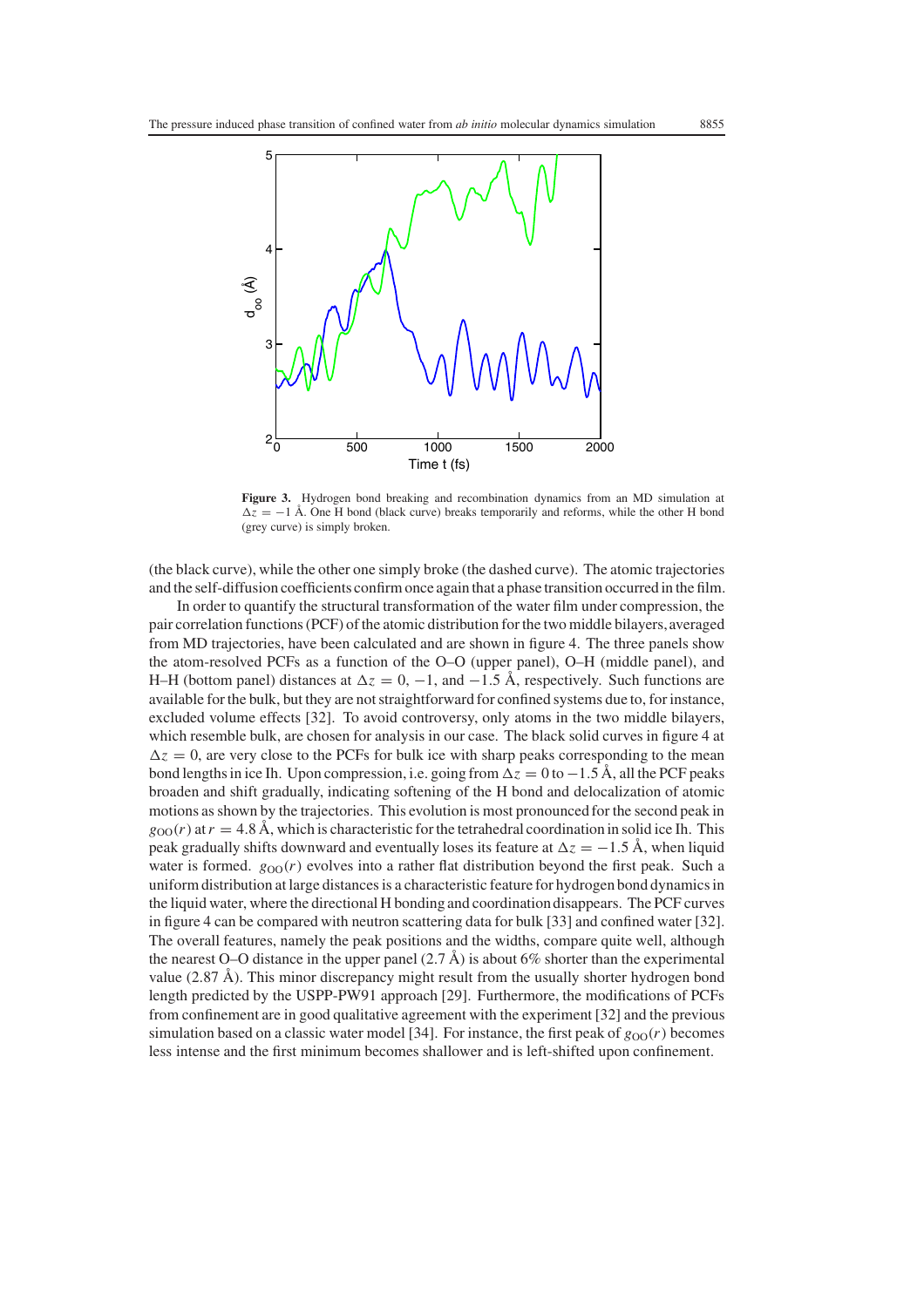**Figure 3.** Hydrogen bond breaking and recombination dynamics from an MD simulation at $\Delta z = -1$ Å. One H bond (black curve) breaks temporarily and reforms, while the other H bond (grey curve) is simply broken.

(the black curve), while the other one simply broke (the dashed curve). The atomic trajectories and the self-diffusion coefficients confirm once again that a phase transition occurred in the film.

In order to quantify the structural transformation of the water film under compression, the pair correlation functions (PCF) of the atomic distribution for the two middle bilayers, averaged from MD trajectories, have been calculated and are shown in figure 4. The three panels show the atom-resolved PCFs as a function of the O–O (upper panel), O–H (middle panel), and H–H (bottom panel) distances at $\Delta z = 0$, $-1$, and $-1.5$ Å, respectively. Such functions are available for the bulk, but they are not straightforward for confined systems due to, for instance, excluded volume effects [32]. To avoid controversy, only atoms in the two middle bilayers, which resemble bulk, are chosen for analysis in our case. The black solid curves in figure 4 at $\Delta z = 0$, are very close to the PCFs for bulk ice with sharp peaks corresponding to the mean bond lengths in ice Ih. Upon compression, i.e. going from $\Delta z = 0$ to $-1.5$ Å, all the PCF peaks broaden and shift gradually, indicating softening of the H bond and delocalization of atomic motions as shown by the trajectories. This evolution is most pronounced for the second peak in $g_{OO}(r)$ at $r = 4.8$ Å, which is characteristic for the tetrahedral coordination in solid ice Ih. This peak gradually shifts downward and eventually loses its feature at $\Delta z = -1.5$ Å, when liquid water is formed. $g_{OO}(r)$ evolves into a rather flat distribution beyond the first peak. Such a uniform distribution at large distances is a characteristic feature for hydrogen bond dynamics in the liquid water, where the directional H bonding and coordination disappears. The PCF curves in figure 4 can be compared with neutron scattering data for bulk [33] and confined water [32]. The overall features, namely the peak positions and the widths, compare quite well, although the nearest O–O distance in the upper panel (2.7 Å) is about 6% shorter than the experimental value (2.87 Å). This minor discrepancy might result from the usually shorter hydrogen bond length predicted by the USPP-PW91 approach [29]. Furthermore, the modifications of PCFs from confinement are in good qualitative agreement with the experiment [32] and the previous simulation based on a classic water model [34]. For instance, the first peak of $g_{OO}(r)$ becomes less intense and the first minimum becomes shallower and is left-shifted upon confinement.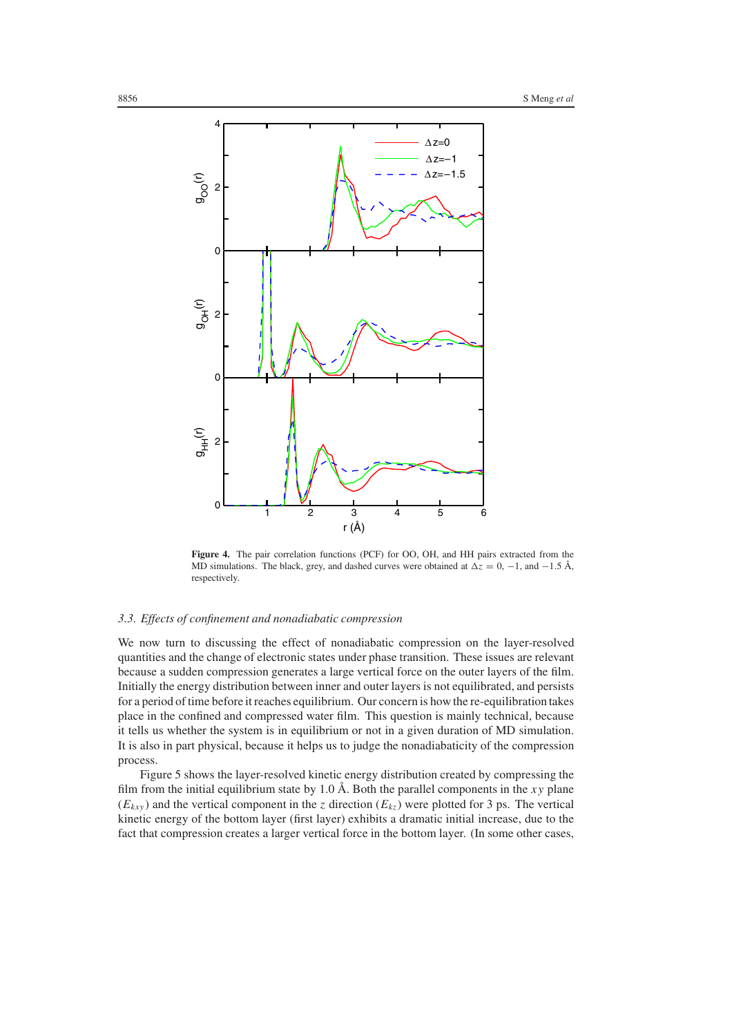**Figure 4.** The pair correlation functions (PCF) for OO, OH, and HH pairs extracted from the MD simulations. The black, grey, and dashed curves were obtained at $\Delta z = 0$, $-1$, and $-1.5$ Å, respectively.

### 3.3. Effects of confinement and nonadiabatic compression

We now turn to discussing the effect of nonadiabatic compression on the layer-resolved quantities and the change of electronic states under phase transition. These issues are relevant because a sudden compression generates a large vertical force on the outer layers of the film. Initially the energy distribution between inner and outer layers is not equilibrated, and persists for a period of time before it reaches equilibrium. Our concern is how the re-equilibration takes place in the confined and compressed water film. This question is mainly technical, because it tells us whether the system is in equilibrium or not in a given duration of MD simulation. It is also in part physical, because it helps us to judge the nonadiabaticity of the compression process.

Figure 5 shows the layer-resolved kinetic energy distribution created by compressing the film from the initial equilibrium state by 1.0 Å. Both the parallel components in the $xy$ plane ($E_{kxy}$) and the vertical component in the $z$ direction ($E_{kz}$) were plotted for 3 ps. The vertical kinetic energy of the bottom layer (first layer) exhibits a dramatic initial increase, due to the fact that compression creates a larger vertical force in the bottom layer. (In some other cases,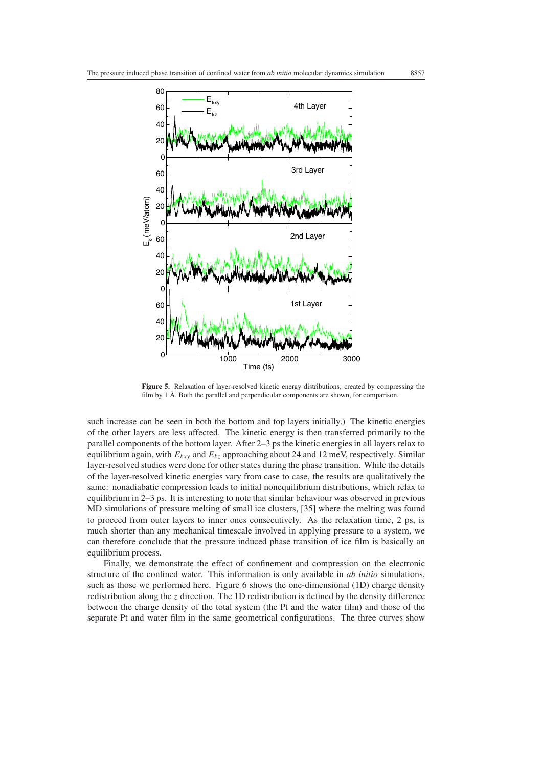**Figure 5.** Relaxation of layer-resolved kinetic energy distributions, created by compressing the film by 1 Å. Both the parallel and perpendicular components are shown, for comparison.

such increase can be seen in both the bottom and top layers initially.) The kinetic energies of the other layers are less affected. The kinetic energy is then transferred primarily to the parallel components of the bottom layer. After 2–3 ps the kinetic energies in all layers relax to equilibrium again, with $E_{kxy}$ and $E_{kz}$ approaching about 24 and 12 meV, respectively. Similar layer-resolved studies were done for other states during the phase transition. While the details of the layer-resolved kinetic energies vary from case to case, the results are qualitatively the same: nonadiabatic compression leads to initial nonequilibrium distributions, which relax to equilibrium in 2–3 ps. It is interesting to note that similar behaviour was observed in previous MD simulations of pressure melting of small ice clusters, [35] where the melting was found to proceed from outer layers to inner ones consecutively. As the relaxation time, 2 ps, is much shorter than any mechanical timescale involved in applying pressure to a system, we can therefore conclude that the pressure induced phase transition of ice film is basically an equilibrium process.

Finally, we demonstrate the effect of confinement and compression on the electronic structure of the confined water. This information is only available in *ab initio* simulations, such as those we performed here. Figure 6 shows the one-dimensional (1D) charge density redistribution along the $z$ direction. The 1D redistribution is defined by the density difference between the charge density of the total system (the Pt and the water film) and those of the separate Pt and water film in the same geometrical configurations. The three curves show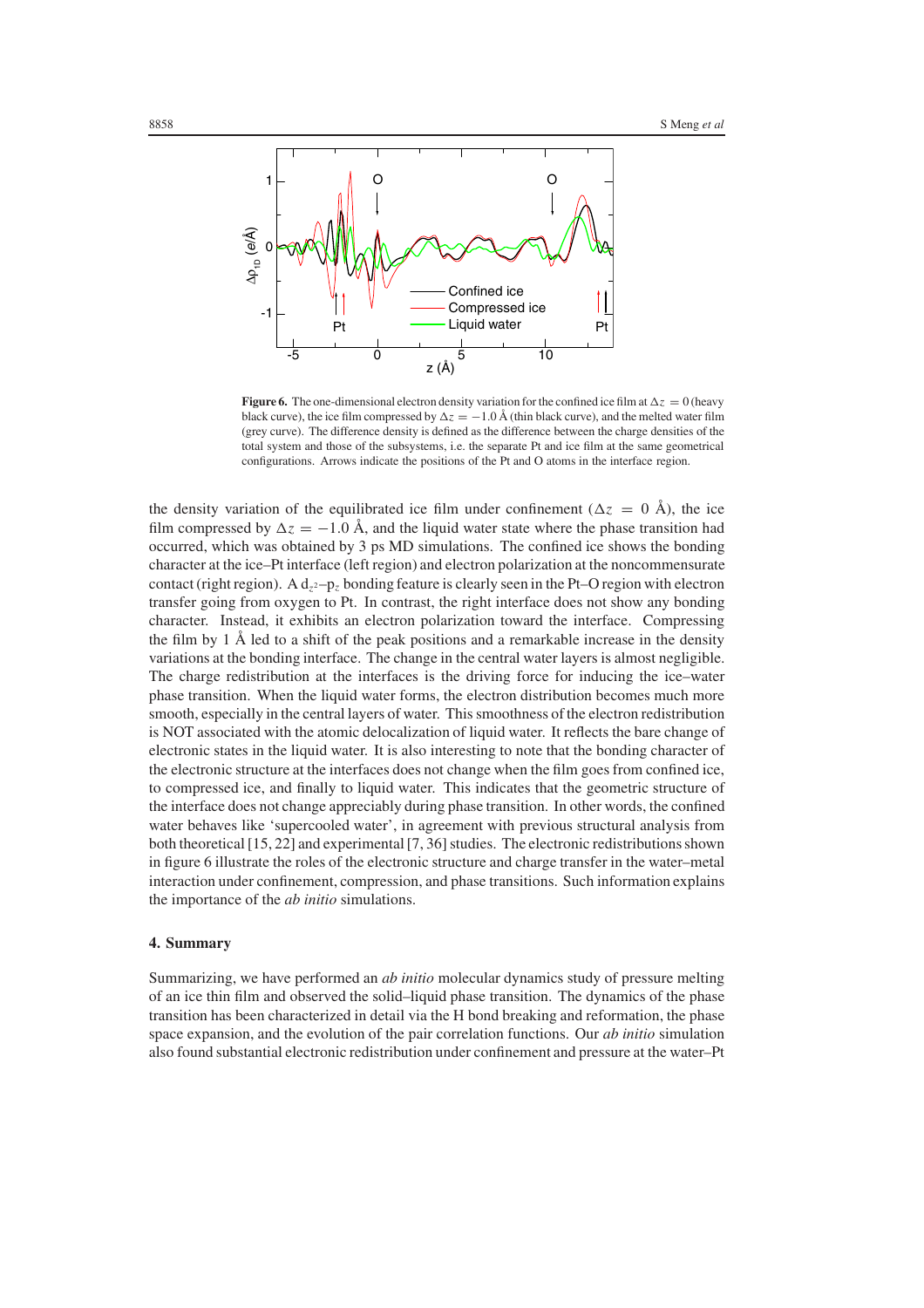**Figure 6.** The one-dimensional electron density variation for the confined ice film at $\Delta z = 0$ (heavy black curve), the ice film compressed by $\Delta z = -1.0$ Å (thin black curve), and the melted water film (grey curve). The difference density is defined as the difference between the charge densities of the total system and those of the subsystems, i.e. the separate Pt and ice film at the same geometrical configurations. Arrows indicate the positions of the Pt and O atoms in the interface region.

the density variation of the equilibrated ice film under confinement ($\Delta z = 0$ Å), the ice film compressed by $\Delta z = -1.0$ Å, and the liquid water state where the phase transition had occurred, which was obtained by 3 ps MD simulations. The confined ice shows the bonding character at the ice–Pt interface (left region) and electron polarization at the noncommensurate contact (right region). A $d_{z^2}$–$p_z$ bonding feature is clearly seen in the Pt–O region with electron transfer going from oxygen to Pt. In contrast, the right interface does not show any bonding character. Instead, it exhibits an electron polarization toward the interface. Compressing the film by 1 Å led to a shift of the peak positions and a remarkable increase in the density variations at the bonding interface. The change in the central water layers is almost negligible. The charge redistribution at the interfaces is the driving force for inducing the ice–water phase transition. When the liquid water forms, the electron distribution becomes much more smooth, especially in the central layers of water. This smoothness of the electron redistribution is NOT associated with the atomic delocalization of liquid water. It reflects the bare change of electronic states in the liquid water. It is also interesting to note that the bonding character of the electronic structure at the interfaces does not change when the film goes from confined ice, to compressed ice, and finally to liquid water. This indicates that the geometric structure of the interface does not change appreciably during phase transition. In other words, the confined water behaves like 'supercooled water', in agreement with previous structural analysis from both theoretical [15, 22] and experimental [7, 36] studies. The electronic redistributions shown in figure 6 illustrate the roles of the electronic structure and charge transfer in the water–metal interaction under confinement, compression, and phase transitions. Such information explains the importance of the *ab initio* simulations.

## 4. Summary

Summarizing, we have performed an *ab initio* molecular dynamics study of pressure melting of an ice thin film and observed the solid–liquid phase transition. The dynamics of the phase transition has been characterized in detail via the H bond breaking and reformation, the phase space expansion, and the evolution of the pair correlation functions. Our *ab initio* simulation also found substantial electronic redistribution under confinement and pressure at the water–Pt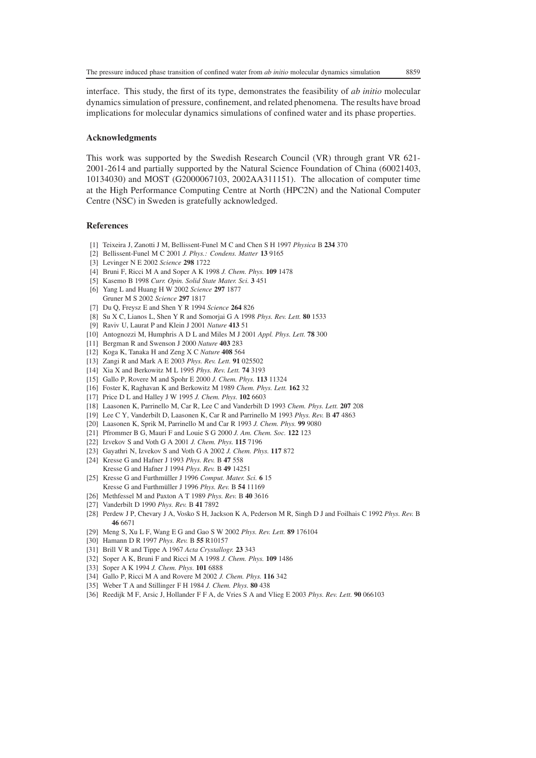interface. This study, the first of its type, demonstrates the feasibility of *ab initio* molecular dynamics simulation of pressure, confinement, and related phenomena. The results have broad implications for molecular dynamics simulations of confined water and its phase properties.

### Acknowledgments

This work was supported by the Swedish Research Council (VR) through grant VR 621-2001-2614 and partially supported by the Natural Science Foundation of China (60021403, 10134030) and MOST (G2000067103, 2002AA311151). The allocation of computer time at the High Performance Computing Centre at North (HPC2N) and the National Computer Centre (NSC) in Sweden is gratefully acknowledged.

### References

[1] Teixeira J, Zanotti J M, Bellissent-Funel M C and Chen S H 1997 *Physica* B **234** 370
[2] Bellissent-Funel M C 2001 *J. Phys.: Condens. Matter* **13** 9165
[3] Levinger N E 2002 *Science* **298** 1722
[4] Bruni F, Ricci M A and Soper A K 1998 *J. Chem. Phys.* **109** 1478
[5] Kasemo B 1998 *Curr. Opin. Solid State Mater. Sci.* **3** 451
[6] Yang L and Huang H W 2002 *Science* **297** 1877
Gruner M S 2002 *Science* **297** 1817
[7] Du Q, Freysz E and Shen Y R 1994 *Science* **264** 826
[8] Su X C, Lianos L, Shen Y R and Somorjai G A 1998 *Phys. Rev. Lett.* **80** 1533
[9] Raviv U, Laurat P and Klein J 2001 *Nature* **413** 51
[10] Antognozzi M, Humphris A D L and Miles M J 2001 *Appl. Phys. Lett.* **78** 300
[11] Bergman R and Swenson J 2000 *Nature* **403** 283
[12] Koga K, Tanaka H and Zeng X C *Nature* **408** 564
[13] Zangi R and Mark A E 2003 *Phys. Rev. Lett.* **91** 025502
[14] Xia X and Berkowitz M L 1995 *Phys. Rev. Lett.* **74** 3193
[15] Gallo P, Rovere M and Spohr E 2000 *J. Chem. Phys.* **113** 11324
[16] Foster K, Raghavan K and Berkowitz M 1989 *Chem. Phys. Lett.* **162** 32
[17] Price D L and Halley J W 1995 *J. Chem. Phys.* **102** 6603
[18] Laasonen K, Parrinello M, Car R, Lee C and Vanderbilt D 1993 *Chem. Phys. Lett.* **207** 208
[19] Lee C Y, Vanderbilt D, Laasonen K, Car R and Parrinello M 1993 *Phys. Rev.* B **47** 4863
[20] Laasonen K, Sprik M, Parrinello M and Car R 1993 *J. Chem. Phys.* **99** 9080
[21] Pfrommer B G, Mauri F and Louie S G 2000 *J. Am. Chem. Soc.* **122** 123
[22] Izvekov S and Voth G A 2001 *J. Chem. Phys.* **115** 7196
[23] Gayathri N, Izvekov S and Voth G A 2002 *J. Chem. Phys.* **117** 872
[24] Kresse G and Hafner J 1993 *Phys. Rev.* B **47** 558
Kresse G and Hafner J 1994 *Phys. Rev.* B **49** 14251
[25] Kresse G and Furthmüller J 1996 *Comput. Mater. Sci.* **6** 15
Kresse G and Furthmüller J 1996 *Phys. Rev.* B **54** 11169
[26] Methfessel M and Paxton A T 1989 *Phys. Rev.* B **40** 3616
[27] Vanderbilt D 1990 *Phys. Rev.* B **41** 7892
[28] Perdew J P, Chevary J A, Vosko S H, Jackson K A, Pederson M R, Singh D J and Foilhais C 1992 *Phys. Rev.* B **46** 6671
[29] Meng S, Xu L F, Wang E G and Gao S W 2002 *Phys. Rev. Lett.* **89** 176104
[30] Hamann D R 1997 *Phys. Rev.* B **55** R10157
[31] Brill V R and Tippe A 1967 *Acta Crystallogr.* **23** 343
[32] Soper A K, Bruni F and Ricci M A 1998 *J. Chem. Phys.* **109** 1486
[33] Soper A K 1994 *J. Chem. Phys.* **101** 6888
[34] Gallo P, Ricci M A and Rovere M 2002 *J. Chem. Phys.* **116** 342
[35] Weber T A and Stillinger F H 1984 *J. Chem. Phys.* **80** 438
[36] Reedijk M F, Arsic J, Hollander F F A, de Vries S A and Vlieg E 2003 *Phys. Rev. Lett.* **90** 066103